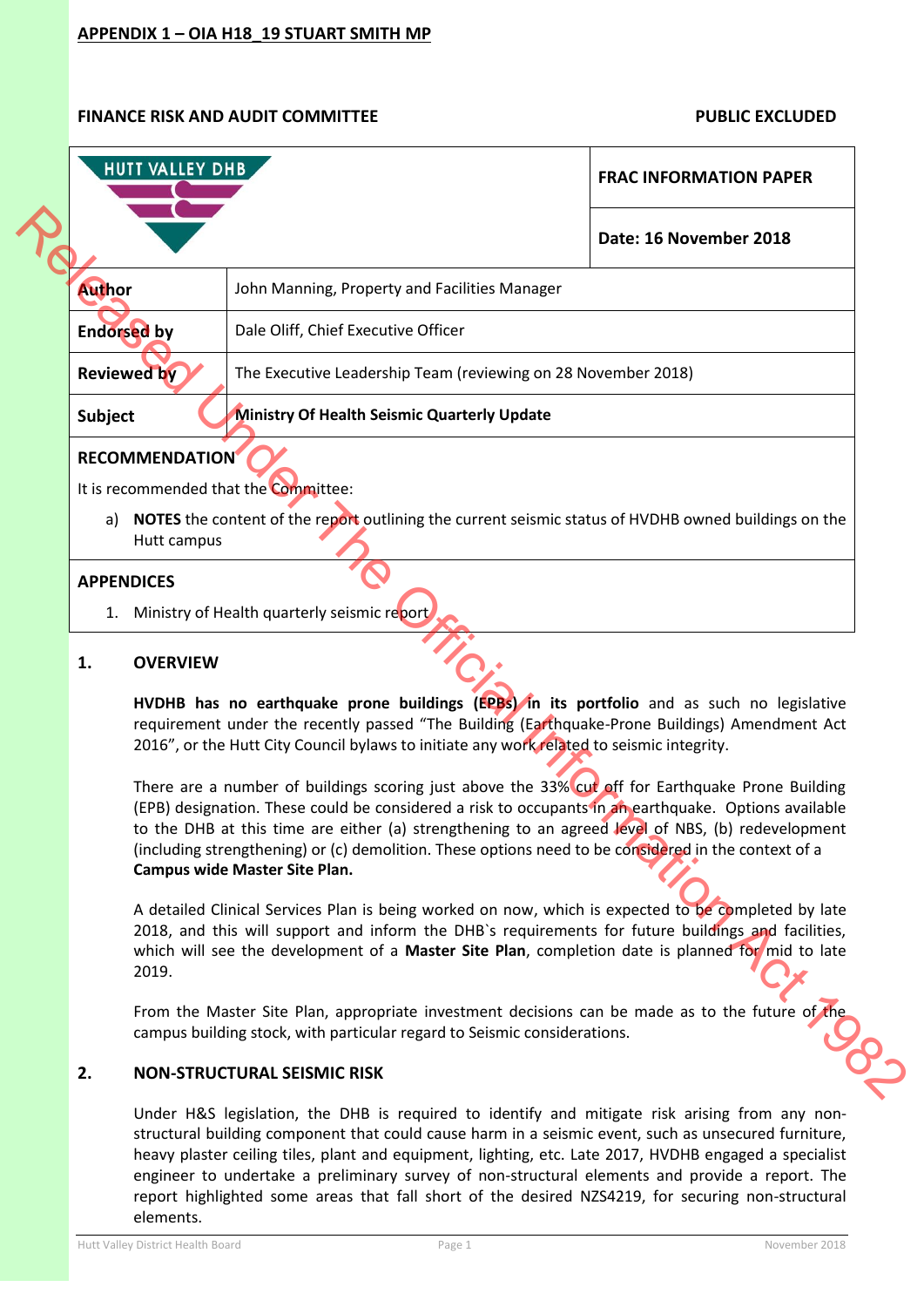**APPENDIX 1 – OIA H18_19 STUART SMITH MP**

**FINANCE RISK AND AUDIT COMMITTEE** **PUBLIC EXCLUDED**

| HUTT VALLEY DHB | **FRAC INFORMATION PAPER** |
|---|---|
| | **Date: 16 November 2018** |

| | |
|---|---|
| **Author** | John Manning, Property and Facilities Manager |
| **Endorsed by** | Dale Oliff, Chief Executive Officer |
| **Reviewed by** | The Executive Leadership Team (reviewing on 28 November 2018) |
| **Subject** | **Ministry Of Health Seismic Quarterly Update** |

**RECOMMENDATION**

It is recommended that the Committee:

a) **NOTES** the content of the report outlining the current seismic status of HVDHB owned buildings on the Hutt campus

**APPENDICES**

1. Ministry of Health quarterly seismic report

## 1. OVERVIEW

**HVDHB has no earthquake prone buildings (EPBs) in its portfolio** and as such no legislative requirement under the recently passed "The Building (Earthquake-Prone Buildings) Amendment Act 2016", or the Hutt City Council bylaws to initiate any work related to seismic integrity.

There are a number of buildings scoring just above the 33% cut off for Earthquake Prone Building (EPB) designation. These could be considered a risk to occupants in an earthquake. Options available to the DHB at this time are either (a) strengthening to an agreed level of NBS, (b) redevelopment (including strengthening) or (c) demolition. These options need to be considered in the context of a **Campus wide Master Site Plan.**

A detailed Clinical Services Plan is being worked on now, which is expected to be completed by late 2018, and this will support and inform the DHB`s requirements for future buildings and facilities, which will see the development of a **Master Site Plan**, completion date is planned for mid to late 2019.

From the Master Site Plan, appropriate investment decisions can be made as to the future of the campus building stock, with particular regard to Seismic considerations.

## 2. NON-STRUCTURAL SEISMIC RISK

Under H&S legislation, the DHB is required to identify and mitigate risk arising from any non-structural building component that could cause harm in a seismic event, such as unsecured furniture, heavy plaster ceiling tiles, plant and equipment, lighting, etc. Late 2017, HVDHB engaged a specialist engineer to undertake a preliminary survey of non-structural elements and provide a report. The report highlighted some areas that fall short of the desired NZS4219, for securing non-structural elements.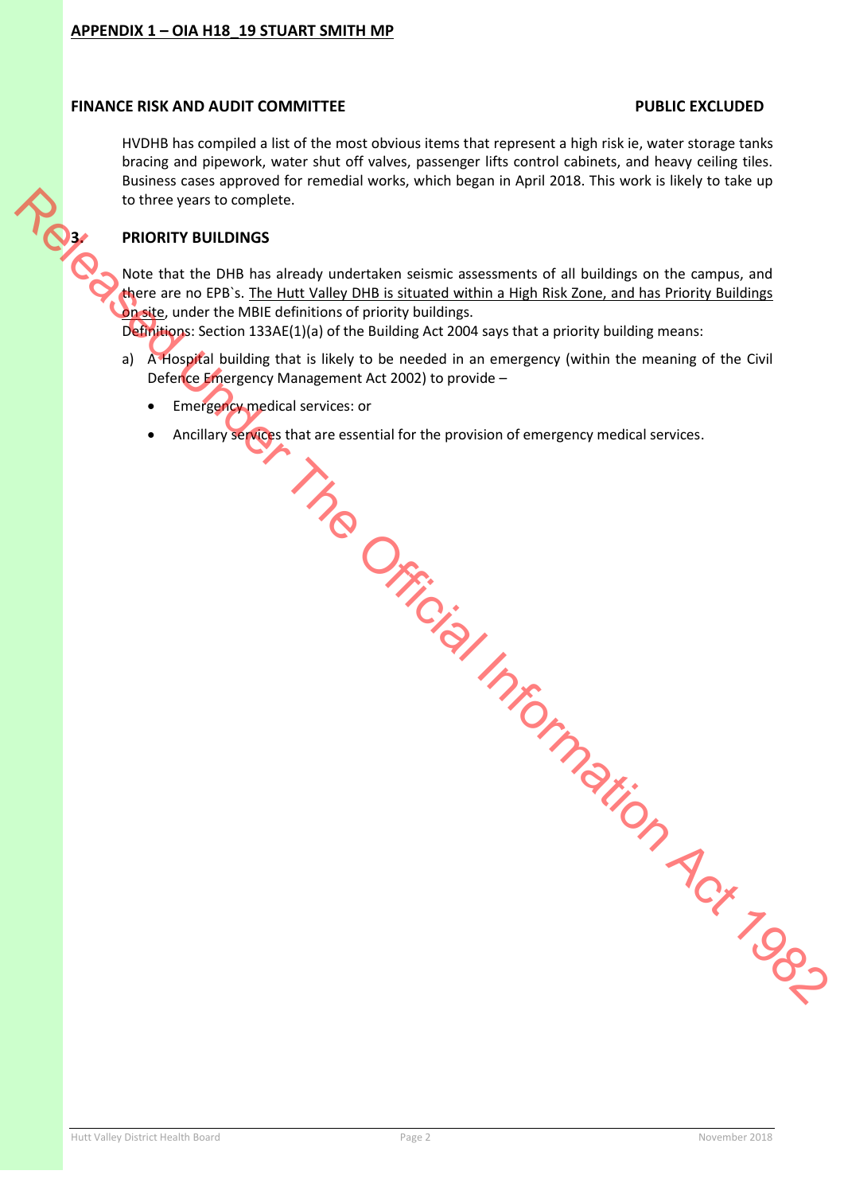**APPENDIX 1 – OIA H18_19 STUART SMITH MP**

**FINANCE RISK AND AUDIT COMMITTEE** **PUBLIC EXCLUDED**

HVDHB has compiled a list of the most obvious items that represent a high risk ie, water storage tanks bracing and pipework, water shut off valves, passenger lifts control cabinets, and heavy ceiling tiles. Business cases approved for remedial works, which began in April 2018. This work is likely to take up to three years to complete.

## 3. PRIORITY BUILDINGS

Note that the DHB has already undertaken seismic assessments of all buildings on the campus, and there are no EPB`s. The Hutt Valley DHB is situated within a High Risk Zone, and has Priority Buildings on site, under the MBIE definitions of priority buildings.

Definitions: Section 133AE(1)(a) of the Building Act 2004 says that a priority building means:

a) A Hospital building that is likely to be needed in an emergency (within the meaning of the Civil Defence Emergency Management Act 2002) to provide –

- Emergency medical services: or
- Ancillary services that are essential for the provision of emergency medical services.

Released Under The Official Information Act 1982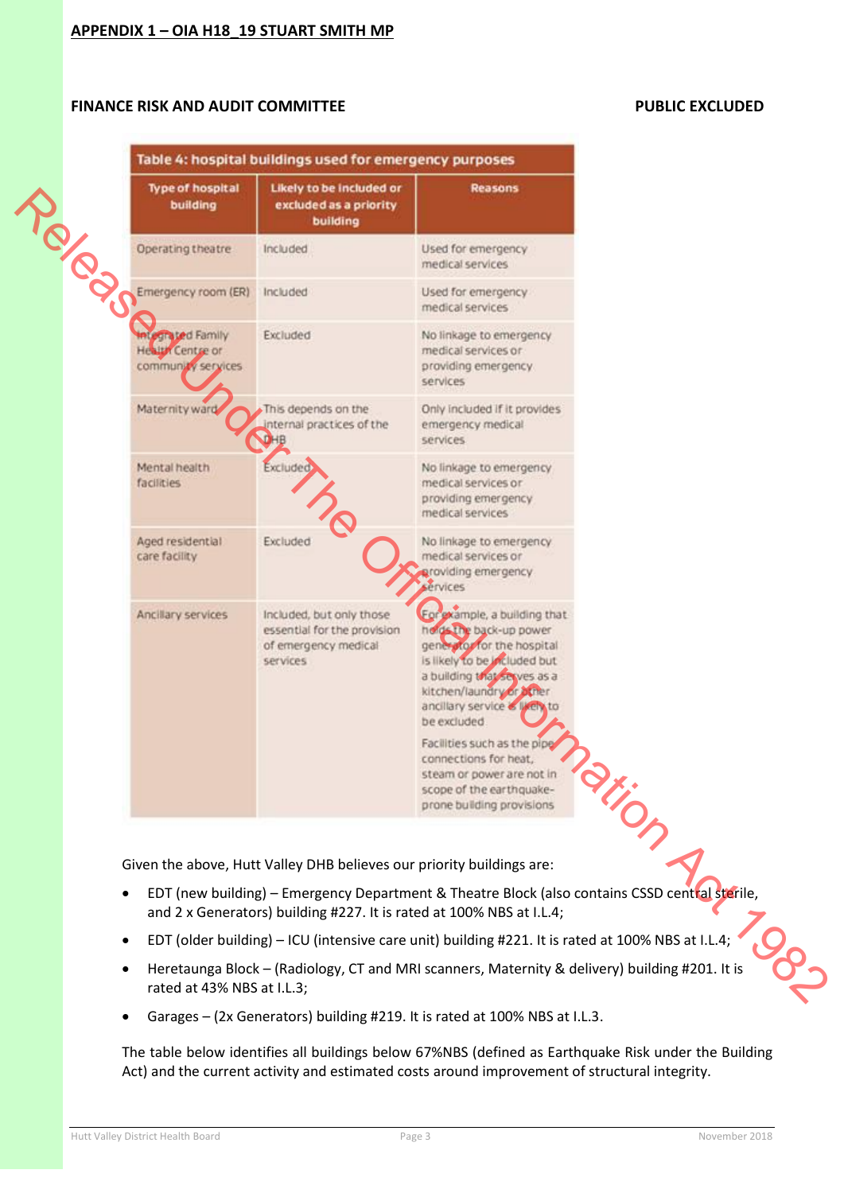**APPENDIX 1 – OIA H18_19 STUART SMITH MP**

**FINANCE RISK AND AUDIT COMMITTEE** **PUBLIC EXCLUDED**

**Table 4: hospital buildings used for emergency purposes**

| Type of hospital building | Likely to be included or excluded as a priority building | Reasons |
|---|---|---|
| Operating theatre | Included | Used for emergency medical services |
| Emergency room (ER) | Included | Used for emergency medical services |
| Integrated Family Health Centre or community services | Excluded | No linkage to emergency medical services or providing emergency services |
| Maternity ward | This depends on the internal practices of the DHB | Only included if it provides emergency medical services |
| Mental health facilities | Excluded | No linkage to emergency medical services or providing emergency medical services |
| Aged residential care facility | Excluded | No linkage to emergency medical services or providing emergency services |
| Ancillary services | Included, but only those essential for the provision of emergency medical services | For example, a building that holds the back-up power generator for the hospital is likely to be included but a building that serves as a kitchen/laundry or other ancillary service is likely to be excluded<br><br>Facilities such as the pipe connections for heat, steam or power are not in scope of the earthquake-prone building provisions |

Given the above, Hutt Valley DHB believes our priority buildings are:

- EDT (new building) – Emergency Department & Theatre Block (also contains CSSD central sterile, and 2 x Generators) building #227. It is rated at 100% NBS at I.L.4;
- EDT (older building) – ICU (intensive care unit) building #221. It is rated at 100% NBS at I.L.4;
- Heretaunga Block – (Radiology, CT and MRI scanners, Maternity & delivery) building #201. It is rated at 43% NBS at I.L.3;
- Garages – (2x Generators) building #219. It is rated at 100% NBS at I.L.3.

The table below identifies all buildings below 67%NBS (defined as Earthquake Risk under the Building Act) and the current activity and estimated costs around improvement of structural integrity.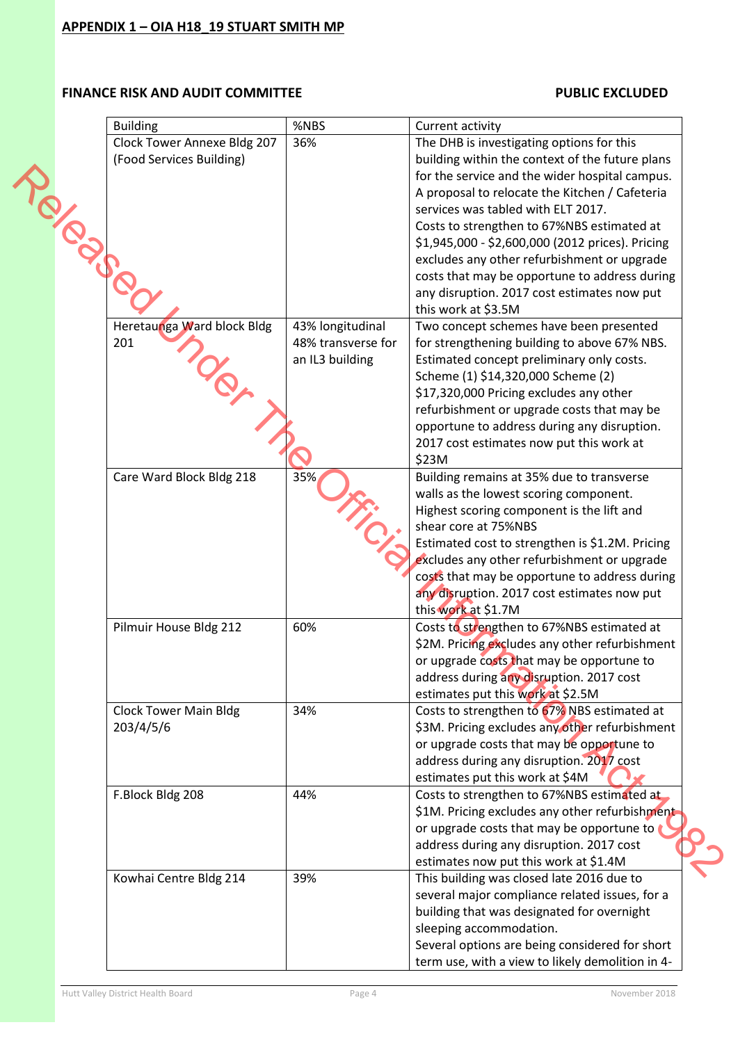**APPENDIX 1 – OIA H18_19 STUART SMITH MP**

**FINANCE RISK AND AUDIT COMMITTEE** **PUBLIC EXCLUDED**

| Building | %NBS | Current activity |
|---|---|---|
| Clock Tower Annexe Bldg 207 (Food Services Building) | 36% | The DHB is investigating options for this building within the context of the future plans for the service and the wider hospital campus. A proposal to relocate the Kitchen / Cafeteria services was tabled with ELT 2017. Costs to strengthen to 67%NBS estimated at $1,945,000 - $2,600,000 (2012 prices). Pricing excludes any other refurbishment or upgrade costs that may be opportune to address during any disruption. 2017 cost estimates now put this work at $3.5M |
| Heretaunga Ward block Bldg 201 | 43% longitudinal 48% transverse for an IL3 building | Two concept schemes have been presented for strengthening building to above 67% NBS. Estimated concept preliminary only costs. Scheme (1) $14,320,000 Scheme (2) $17,320,000 Pricing excludes any other refurbishment or upgrade costs that may be opportune to address during any disruption. 2017 cost estimates now put this work at $23M |
| Care Ward Block Bldg 218 | 35% | Building remains at 35% due to transverse walls as the lowest scoring component. Highest scoring component is the lift and shear core at 75%NBS Estimated cost to strengthen is $1.2M. Pricing excludes any other refurbishment or upgrade costs that may be opportune to address during any disruption. 2017 cost estimates now put this work at $1.7M |
| Pilmuir House Bldg 212 | 60% | Costs to strengthen to 67%NBS estimated at $2M. Pricing excludes any other refurbishment or upgrade costs that may be opportune to address during any disruption. 2017 cost estimates put this work at $2.5M |
| Clock Tower Main Bldg 203/4/5/6 | 34% | Costs to strengthen to 67% NBS estimated at $3M. Pricing excludes any other refurbishment or upgrade costs that may be opportune to address during any disruption. 2017 cost estimates put this work at $4M |
| F.Block Bldg 208 | 44% | Costs to strengthen to 67%NBS estimated at $1M. Pricing excludes any other refurbishment or upgrade costs that may be opportune to address during any disruption. 2017 cost estimates now put this work at $1.4M |
| Kowhai Centre Bldg 214 | 39% | This building was closed late 2016 due to several major compliance related issues, for a building that was designated for overnight sleeping accommodation. Several options are being considered for short term use, with a view to likely demolition in 4- |

Released Under The Official Information Act 1982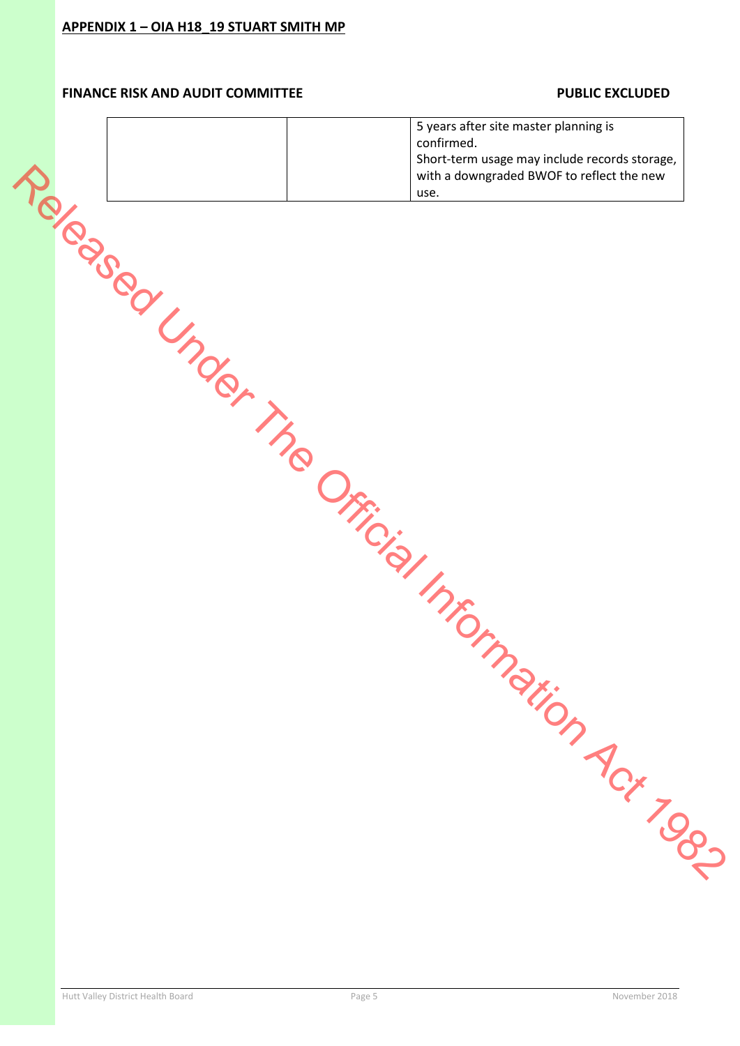| | | |
|---|---|---|
| | | 5 years after site master planning is confirmed.<br>Short-term usage may include records storage, with a downgraded BWOF to reflect the new use. |